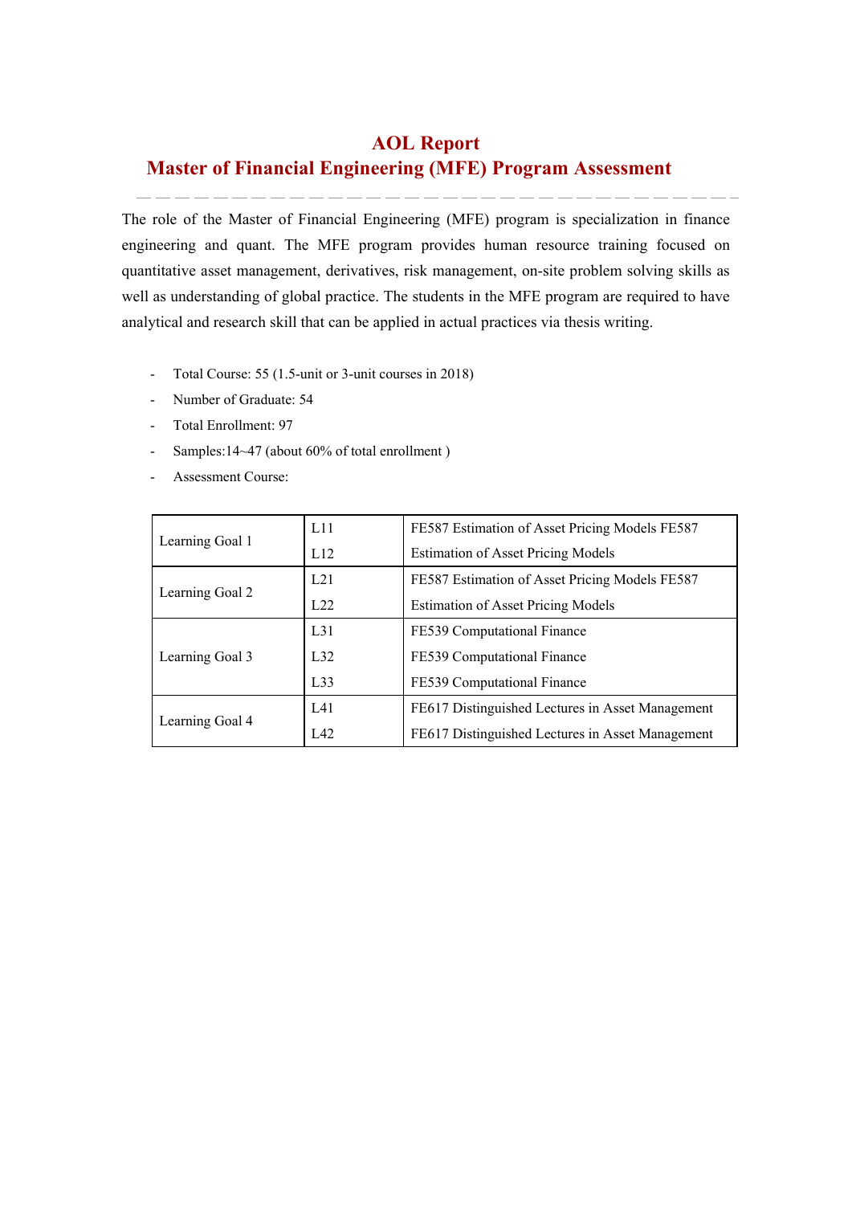# AOL Report
# Master of Financial Engineering (MFE) Program Assessment

The role of the Master of Financial Engineering (MFE) program is specialization in finance engineering and quant. The MFE program provides human resource training focused on quantitative asset management, derivatives, risk management, on-site problem solving skills as well as understanding of global practice. The students in the MFE program are required to have analytical and research skill that can be applied in actual practices via thesis writing.

- Total Course: 55 (1.5-unit or 3-unit courses in 2018)
- Number of Graduate: 54
- Total Enrollment: 97
- Samples:14~47 (about 60% of total enrollment )
- Assessment Course:

| | | |
|---|---|---|
| Learning Goal 1 | L11 | FE587 Estimation of Asset Pricing Models |
| | L12 | FE587 Estimation of Asset Pricing Models |
| Learning Goal 2 | L21 | FE587 Estimation of Asset Pricing Models |
| | L22 | FE587 Estimation of Asset Pricing Models |
| Learning Goal 3 | L31 | FE539 Computational Finance |
| | L32 | FE539 Computational Finance |
| | L33 | FE539 Computational Finance |
| Learning Goal 4 | L41 | FE617 Distinguished Lectures in Asset Management |
| | L42 | FE617 Distinguished Lectures in Asset Management |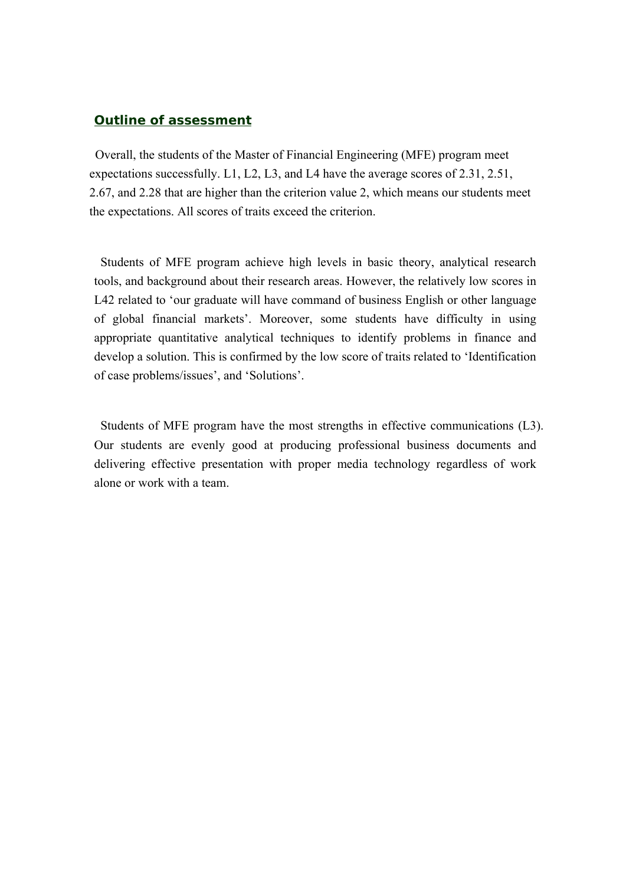## Outline of assessment

Overall, the students of the Master of Financial Engineering (MFE) program meet expectations successfully. L1, L2, L3, and L4 have the average scores of 2.31, 2.51, 2.67, and 2.28 that are higher than the criterion value 2, which means our students meet the expectations. All scores of traits exceed the criterion.

Students of MFE program achieve high levels in basic theory, analytical research tools, and background about their research areas. However, the relatively low scores in L42 related to 'our graduate will have command of business English or other language of global financial markets'. Moreover, some students have difficulty in using appropriate quantitative analytical techniques to identify problems in finance and develop a solution. This is confirmed by the low score of traits related to 'Identification of case problems/issues', and 'Solutions'.

Students of MFE program have the most strengths in effective communications (L3). Our students are evenly good at producing professional business documents and delivering effective presentation with proper media technology regardless of work alone or work with a team.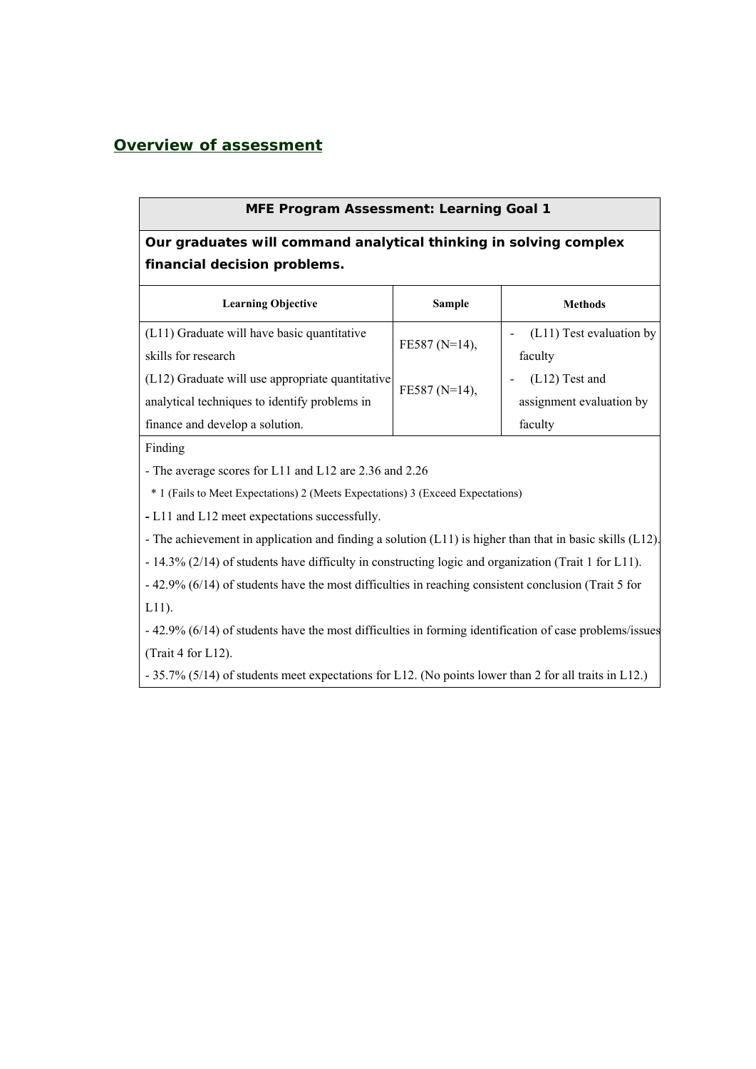## Overview of assessment

| MFE Program Assessment: Learning Goal 1 | | |
|---|---|---|
| **Our graduates will command analytical thinking in solving complex financial decision problems.** | | |
| **Learning Objective** | **Sample** | **Methods** |
| (L11) Graduate will have basic quantitative skills for research | FE587 (N=14), | - (L11) Test evaluation by faculty |
| (L12) Graduate will use appropriate quantitative analytical techniques to identify problems in finance and develop a solution. | FE587 (N=14), | - (L12) Test and assignment evaluation by faculty |

Finding

- The average scores for L11 and L12 are 2.36 and 2.26
  * 1 (Fails to Meet Expectations) 2 (Meets Expectations) 3 (Exceed Expectations)
- L11 and L12 meet expectations successfully.
- The achievement in application and finding a solution (L11) is higher than that in basic skills (L12).
- 14.3% (2/14) of students have difficulty in constructing logic and organization (Trait 1 for L11).
- 42.9% (6/14) of students have the most difficulties in reaching consistent conclusion (Trait 5 for L11).
- 42.9% (6/14) of students have the most difficulties in forming identification of case problems/issues (Trait 4 for L12).
- 35.7% (5/14) of students meet expectations for L12. (No points lower than 2 for all traits in L12.)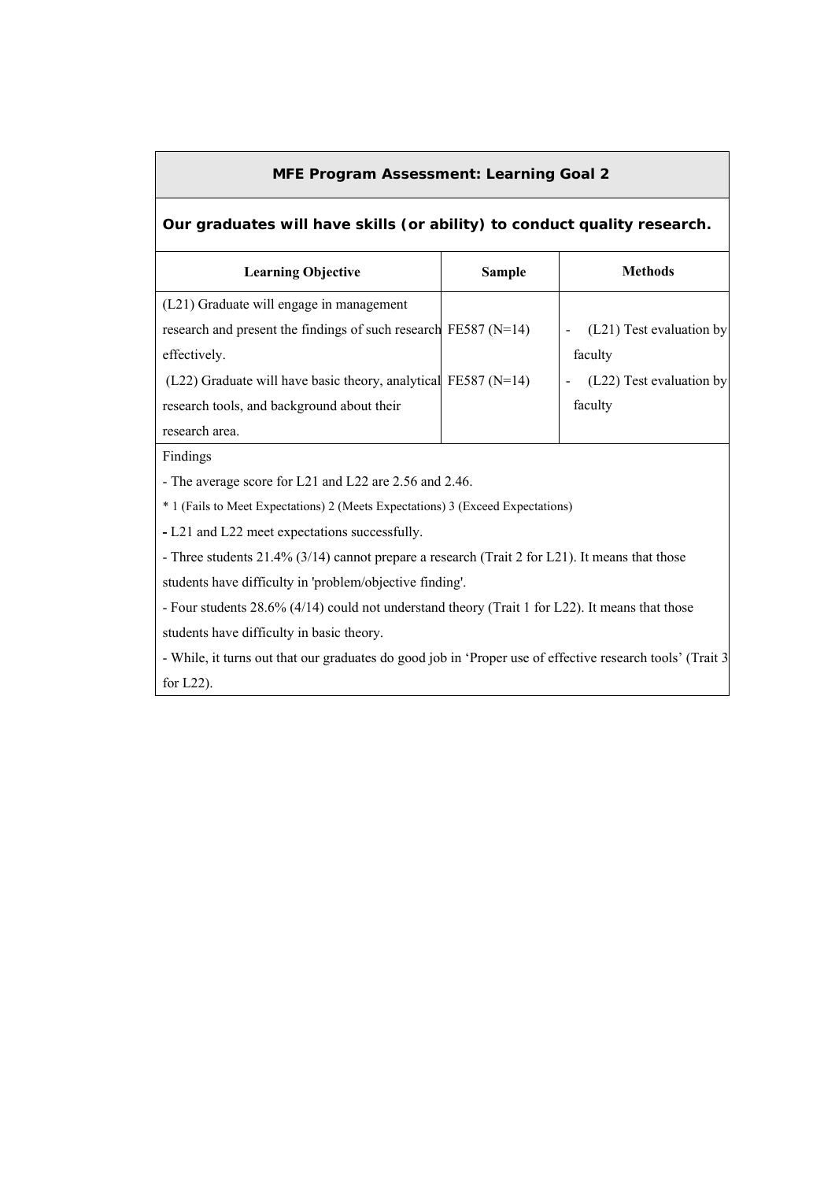## MFE Program Assessment: Learning Goal 2

**Our graduates will have skills (or ability) to conduct quality research.**

| Learning Objective | Sample | Methods |
|---|---|---|
| (L21) Graduate will engage in management research and present the findings of such research effectively. | FE587 (N=14) | - (L21) Test evaluation by faculty |
| (L22) Graduate will have basic theory, analytical research tools, and background about their research area. | FE587 (N=14) | - (L22) Test evaluation by faculty |

Findings

- The average score for L21 and L22 are 2.56 and 2.46.

\* 1 (Fails to Meet Expectations) 2 (Meets Expectations) 3 (Exceed Expectations)

- L21 and L22 meet expectations successfully.
- Three students 21.4% (3/14) cannot prepare a research (Trait 2 for L21). It means that those students have difficulty in 'problem/objective finding'.
- Four students 28.6% (4/14) could not understand theory (Trait 1 for L22). It means that those students have difficulty in basic theory.
- While, it turns out that our graduates do good job in 'Proper use of effective research tools' (Trait 3 for L22).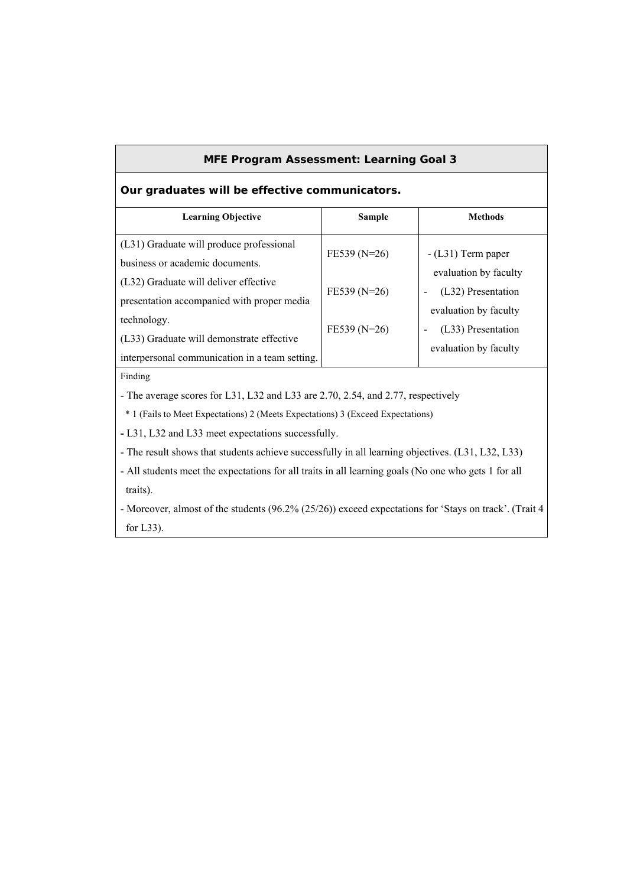| MFE Program Assessment: Learning Goal 3 | | |
|---|---|---|
| **Our graduates will be effective communicators.** | | |
| **Learning Objective** | **Sample** | **Methods** |
| (L31) Graduate will produce professional business or academic documents.<br>(L32) Graduate will deliver effective presentation accompanied with proper media technology.<br>(L33) Graduate will demonstrate effective interpersonal communication in a team setting. | FE539 (N=26)<br><br>FE539 (N=26)<br><br>FE539 (N=26) | - (L31) Term paper evaluation by faculty<br>- (L32) Presentation evaluation by faculty<br>- (L33) Presentation evaluation by faculty |

Finding

- The average scores for L31, L32 and L33 are 2.70, 2.54, and 2.77, respectively
  * 1 (Fails to Meet Expectations) 2 (Meets Expectations) 3 (Exceed Expectations)
- L31, L32 and L33 meet expectations successfully.
- The result shows that students achieve successfully in all learning objectives. (L31, L32, L33)
- All students meet the expectations for all traits in all learning goals (No one who gets 1 for all traits).
- Moreover, almost of the students (96.2% (25/26)) exceed expectations for 'Stays on track'. (Trait 4 for L33).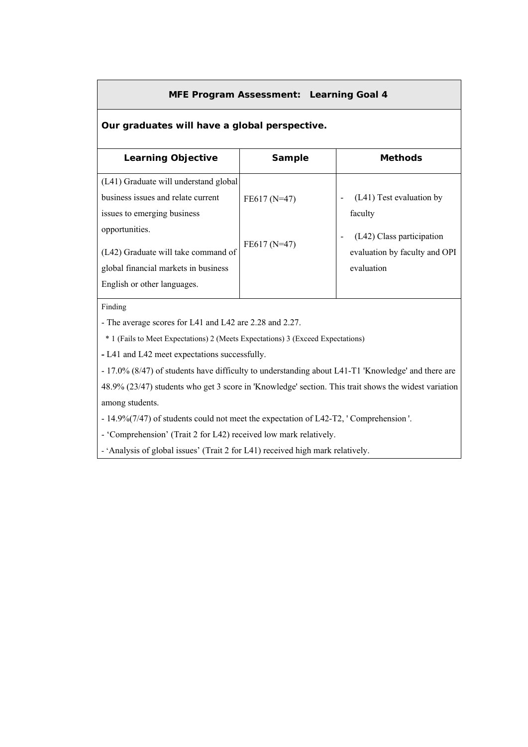| MFE Program Assessment: Learning Goal 4 | | |
|---|---|---|
| **Our graduates will have a global perspective.** | | |
| **Learning Objective** | **Sample** | **Methods** |
| (L41) Graduate will understand global business issues and relate current issues to emerging business opportunities.<br><br>(L42) Graduate will take command of global financial markets in business English or other languages. | FE617 (N=47)<br><br>FE617 (N=47) | - (L41) Test evaluation by faculty<br>- (L42) Class participation evaluation by faculty and OPI evaluation |

Finding

- The average scores for L41 and L42 are 2.28 and 2.27.

  \* 1 (Fails to Meet Expectations) 2 (Meets Expectations) 3 (Exceed Expectations)

- L41 and L42 meet expectations successfully.
- 17.0% (8/47) of students have difficulty to understanding about L41-T1 'Knowledge' and there are 48.9% (23/47) students who get 3 score in 'Knowledge' section. This trait shows the widest variation among students.
- 14.9%(7/47) of students could not meet the expectation of L42-T2, ' Comprehension '.
- 'Comprehension' (Trait 2 for L42) received low mark relatively.
- 'Analysis of global issues' (Trait 2 for L41) received high mark relatively.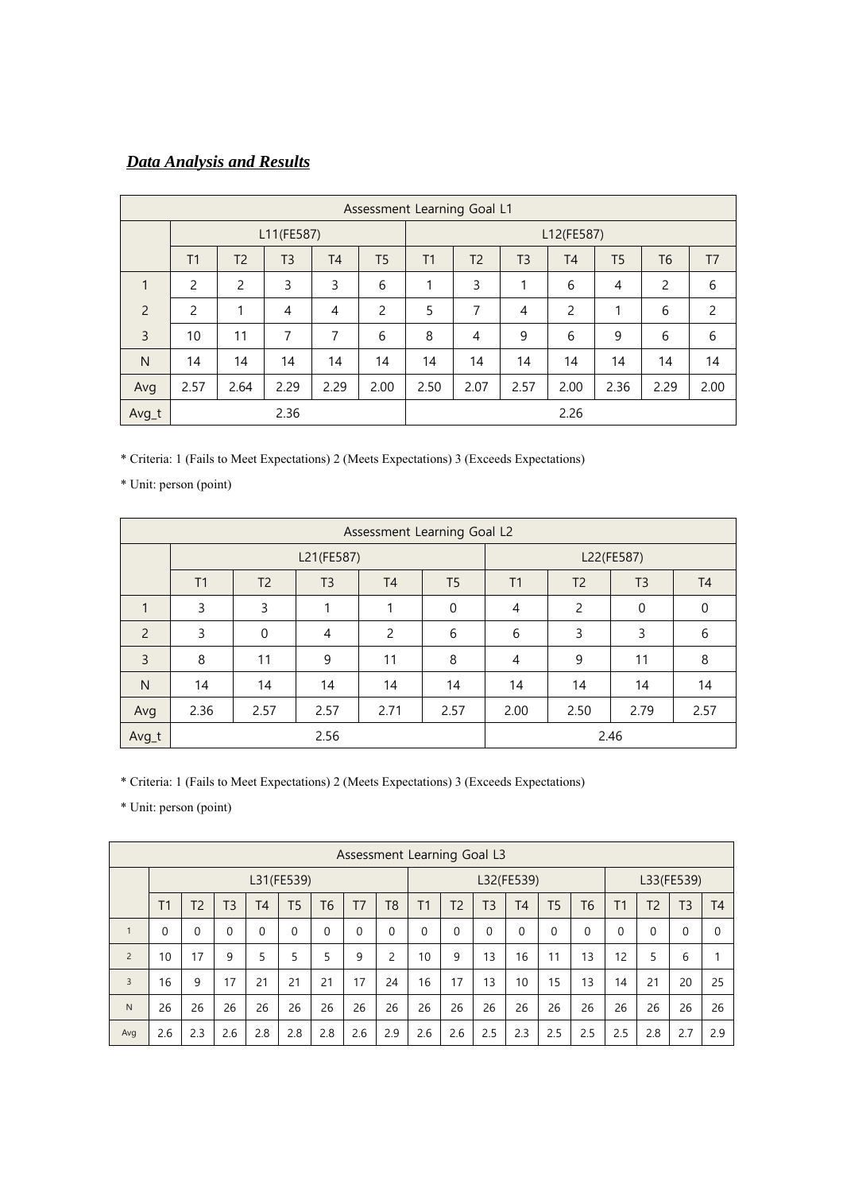***Data Analysis and Results***

| Assessment Learning Goal L1 | | | | | | | | | | | | |
|---|---|---|---|---|---|---|---|---|---|---|---|---|
| | L11(FE587) | | | | | L12(FE587) | | | | | | |
| | T1 | T2 | T3 | T4 | T5 | T1 | T2 | T3 | T4 | T5 | T6 | T7 |
| 1 | 2 | 2 | 3 | 3 | 6 | 1 | 3 | 1 | 6 | 4 | 2 | 6 |
| 2 | 2 | 1 | 4 | 4 | 2 | 5 | 7 | 4 | 2 | 1 | 6 | 2 |
| 3 | 10 | 11 | 7 | 7 | 6 | 8 | 4 | 9 | 6 | 9 | 6 | 6 |
| N | 14 | 14 | 14 | 14 | 14 | 14 | 14 | 14 | 14 | 14 | 14 | 14 |
| Avg | 2.57 | 2.64 | 2.29 | 2.29 | 2.00 | 2.50 | 2.07 | 2.57 | 2.00 | 2.36 | 2.29 | 2.00 |
| Avg_t | 2.36 | | | | | 2.26 | | | | | | |

* Criteria: 1 (Fails to Meet Expectations) 2 (Meets Expectations) 3 (Exceeds Expectations)

* Unit: person (point)

| Assessment Learning Goal L2 | | | | | | | | | |
|---|---|---|---|---|---|---|---|---|---|
| | L21(FE587) | | | | | L22(FE587) | | | |
| | T1 | T2 | T3 | T4 | T5 | T1 | T2 | T3 | T4 |
| 1 | 3 | 3 | 1 | 1 | 0 | 4 | 2 | 0 | 0 |
| 2 | 3 | 0 | 4 | 2 | 6 | 6 | 3 | 3 | 6 |
| 3 | 8 | 11 | 9 | 11 | 8 | 4 | 9 | 11 | 8 |
| N | 14 | 14 | 14 | 14 | 14 | 14 | 14 | 14 | 14 |
| Avg | 2.36 | 2.57 | 2.57 | 2.71 | 2.57 | 2.00 | 2.50 | 2.79 | 2.57 |
| Avg_t | 2.56 | | | | | 2.46 | | | |

* Criteria: 1 (Fails to Meet Expectations) 2 (Meets Expectations) 3 (Exceeds Expectations)

* Unit: person (point)

| Assessment Learning Goal L3 | | | | | | | | | | | | | | | | | | |
|---|---|---|---|---|---|---|---|---|---|---|---|---|---|---|---|---|---|---|
| | L31(FE539) | | | | | | | | L32(FE539) | | | | | | L33(FE539) | | | |
| | T1 | T2 | T3 | T4 | T5 | T6 | T7 | T8 | T1 | T2 | T3 | T4 | T5 | T6 | T1 | T2 | T3 | T4 |
| 1 | 0 | 0 | 0 | 0 | 0 | 0 | 0 | 0 | 0 | 0 | 0 | 0 | 0 | 0 | 0 | 0 | 0 | 0 |
| 2 | 10 | 17 | 9 | 5 | 5 | 5 | 9 | 2 | 10 | 9 | 13 | 16 | 11 | 13 | 12 | 5 | 6 | 1 |
| 3 | 16 | 9 | 17 | 21 | 21 | 21 | 17 | 24 | 16 | 17 | 13 | 10 | 15 | 13 | 14 | 21 | 20 | 25 |
| N | 26 | 26 | 26 | 26 | 26 | 26 | 26 | 26 | 26 | 26 | 26 | 26 | 26 | 26 | 26 | 26 | 26 | 26 |
| Avg | 2.6 | 2.3 | 2.6 | 2.8 | 2.8 | 2.8 | 2.6 | 2.9 | 2.6 | 2.6 | 2.5 | 2.3 | 2.5 | 2.5 | 2.5 | 2.8 | 2.7 | 2.9 |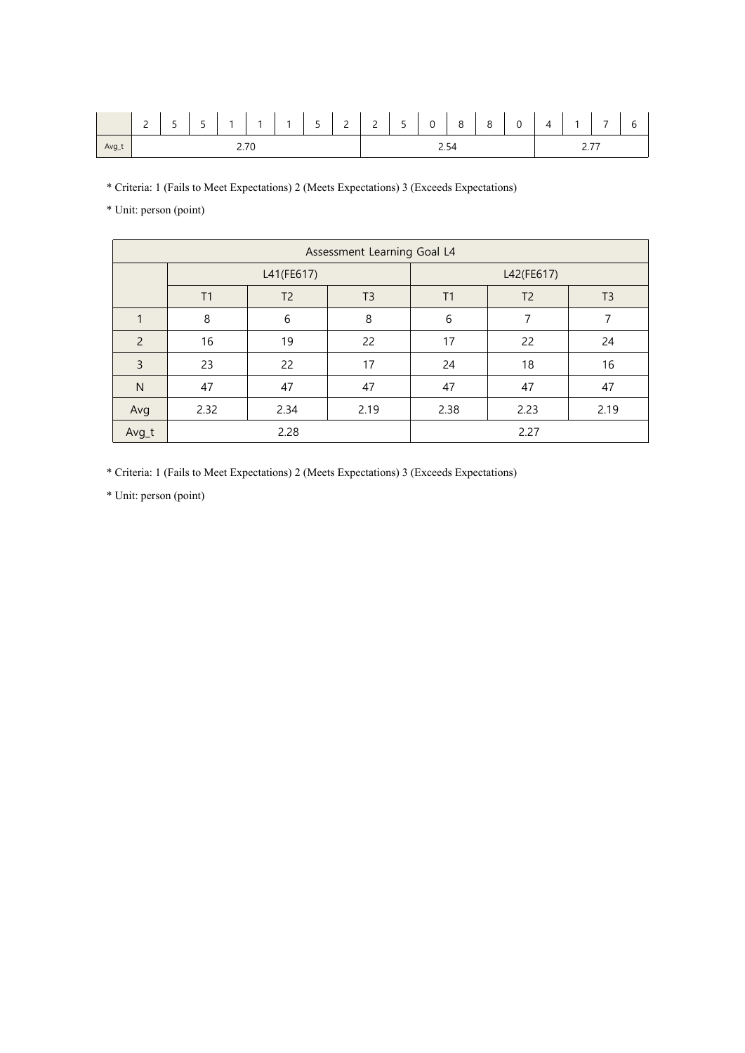| | | | | | | | | | | | | | | | | | | |
|---|---|---|---|---|---|---|---|---|---|---|---|---|---|---|---|---|---|---|
| | 2 | 5 | 5 | 1 | 1 | 1 | 5 | 2 | 2 | 5 | 0 | 8 | 8 | 0 | 4 | 1 | 7 | 6 |
| Avg_t | 2.70 | | | | | | | | 2.54 | | | | | | 2.77 | | | |

* Criteria: 1 (Fails to Meet Expectations) 2 (Meets Expectations) 3 (Exceeds Expectations)

* Unit: person (point)

| Assessment Learning Goal L4 | | | | | | |
|---|---|---|---|---|---|---|
| | L41(FE617) | | | L42(FE617) | | |
| | T1 | T2 | T3 | T1 | T2 | T3 |
| 1 | 8 | 6 | 8 | 6 | 7 | 7 |
| 2 | 16 | 19 | 22 | 17 | 22 | 24 |
| 3 | 23 | 22 | 17 | 24 | 18 | 16 |
| N | 47 | 47 | 47 | 47 | 47 | 47 |
| Avg | 2.32 | 2.34 | 2.19 | 2.38 | 2.23 | 2.19 |
| Avg_t | 2.28 | | | 2.27 | | |

* Criteria: 1 (Fails to Meet Expectations) 2 (Meets Expectations) 3 (Exceeds Expectations)

* Unit: person (point)